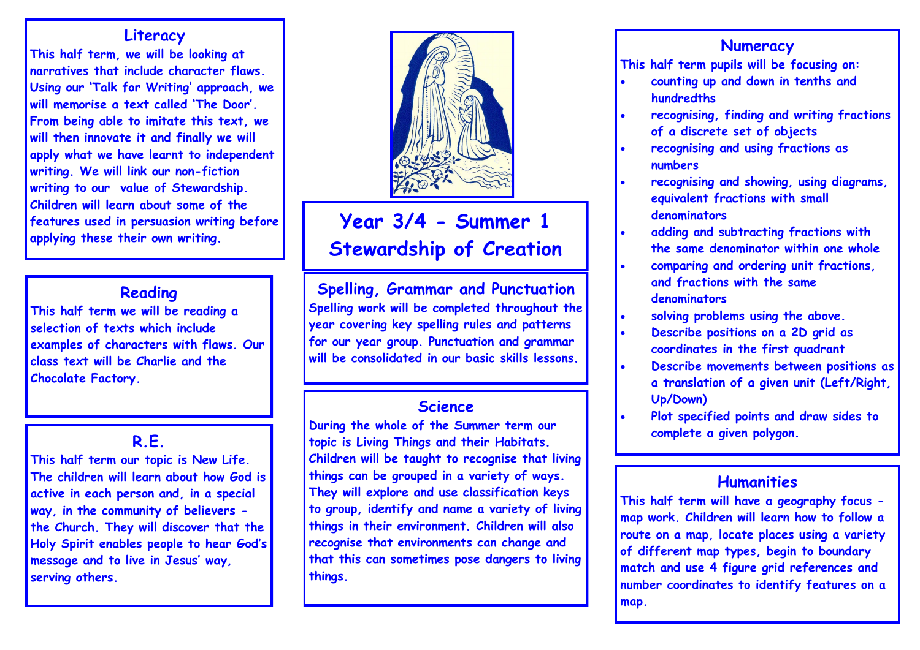# Year 3/4 - Summer 1
# Stewardship of Creation

## Literacy

This half term, we will be looking at narratives that include character flaws. Using our 'Talk for Writing' approach, we will memorise a text called 'The Door'. From being able to imitate this text, we will then innovate it and finally we will apply what we have learnt to independent writing. We will link our non-fiction writing to our value of Stewardship. Children will learn about some of the features used in persuasion writing before applying these their own writing.

## Reading

This half term we will be reading a selection of texts which include examples of characters with flaws. Our class text will be Charlie and the Chocolate Factory.

## R.E.

This half term our topic is New Life. The children will learn about how God is active in each person and, in a special way, in the community of believers - the Church. They will discover that the Holy Spirit enables people to hear God's message and to live in Jesus' way, serving others.

## Spelling, Grammar and Punctuation

Spelling work will be completed throughout the year covering key spelling rules and patterns for our year group. Punctuation and grammar will be consolidated in our basic skills lessons.

## Science

During the whole of the Summer term our topic is Living Things and their Habitats. Children will be taught to recognise that living things can be grouped in a variety of ways. They will explore and use classification keys to group, identify and name a variety of living things in their environment. Children will also recognise that environments can change and that this can sometimes pose dangers to living things.

## Numeracy

This half term pupils will be focusing on:

- counting up and down in tenths and hundredths
- recognising, finding and writing fractions of a discrete set of objects
- recognising and using fractions as numbers
- recognising and showing, using diagrams, equivalent fractions with small denominators
- adding and subtracting fractions with the same denominator within one whole
- comparing and ordering unit fractions, and fractions with the same denominators
- solving problems using the above.
- Describe positions on a 2D grid as coordinates in the first quadrant
- Describe movements between positions as a translation of a given unit (Left/Right, Up/Down)
- Plot specified points and draw sides to complete a given polygon.

## Humanities

This half term will have a geography focus - map work. Children will learn how to follow a route on a map, locate places using a variety of different map types, begin to boundary match and use 4 figure grid references and number coordinates to identify features on a map.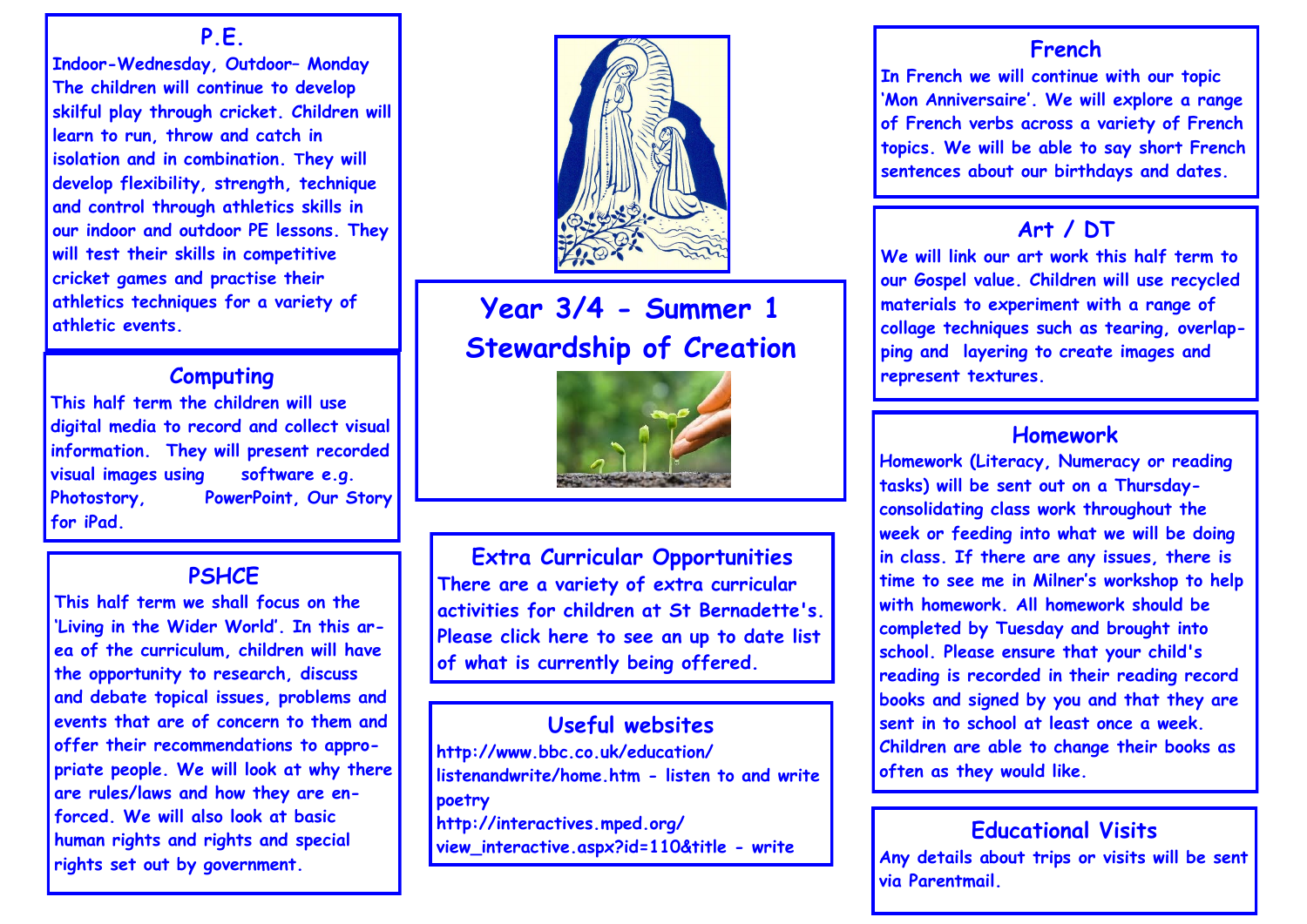# Year 3/4 - Summer 1

# Stewardship of Creation

## P.E.

Indoor-Wednesday, Outdoor– Monday

The children will continue to develop skilful play through cricket. Children will learn to run, throw and catch in isolation and in combination. They will develop flexibility, strength, technique and control through athletics skills in our indoor and outdoor PE lessons. They will test their skills in competitive cricket games and practise their athletics techniques for a variety of athletic events.

## Computing

This half term the children will use digital media to record and collect visual information. They will present recorded visual images using software e.g. Photostory, PowerPoint, Our Story for iPad.

## PSHCE

This half term we shall focus on the 'Living in the Wider World'. In this area of the curriculum, children will have the opportunity to research, discuss and debate topical issues, problems and events that are of concern to them and offer their recommendations to appropriate people. We will look at why there are rules/laws and how they are enforced. We will also look at basic human rights and rights and special rights set out by government.

## Extra Curricular Opportunities

There are a variety of extra curricular activities for children at St Bernadette's. Please click here to see an up to date list of what is currently being offered.

## Useful websites

http://www.bbc.co.uk/education/listenandwrite/home.htm - listen to and write poetry

http://interactives.mped.org/view_interactive.aspx?id=110&title - write

## French

In French we will continue with our topic 'Mon Anniversaire'. We will explore a range of French verbs across a variety of French topics. We will be able to say short French sentences about our birthdays and dates.

## Art / DT

We will link our art work this half term to our Gospel value. Children will use recycled materials to experiment with a range of collage techniques such as tearing, overlapping and layering to create images and represent textures.

## Homework

Homework (Literacy, Numeracy or reading tasks) will be sent out on a Thursday- consolidating class work throughout the week or feeding into what we will be doing in class. If there are any issues, there is time to see me in Milner's workshop to help with homework. All homework should be completed by Tuesday and brought into school. Please ensure that your child's reading is recorded in their reading record books and signed by you and that they are sent in to school at least once a week. Children are able to change their books as often as they would like.

## Educational Visits

Any details about trips or visits will be sent via Parentmail.